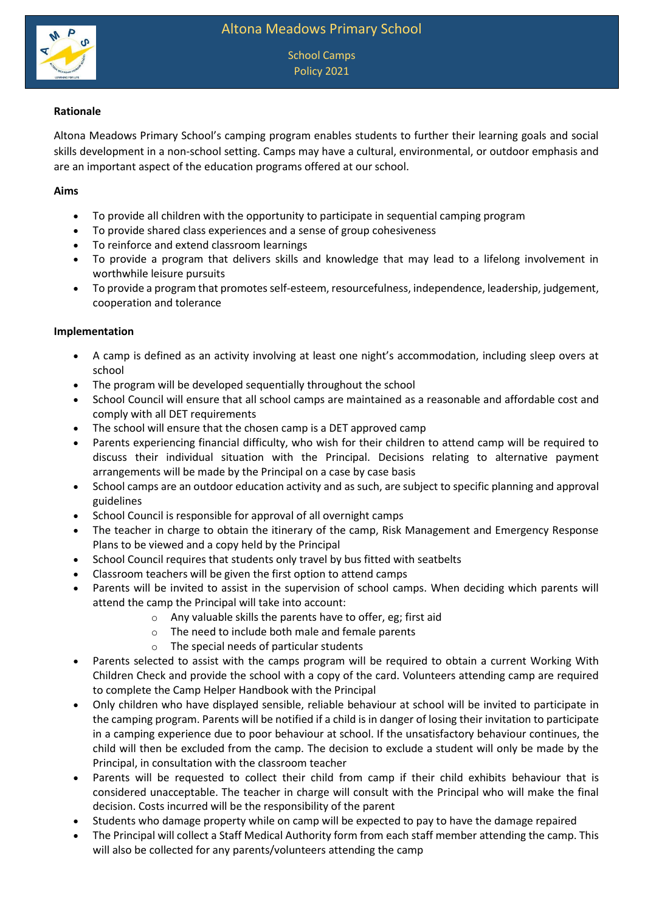# Altona Meadows Primary School

School Camps
Policy 2021

**Rationale**

Altona Meadows Primary School's camping program enables students to further their learning goals and social skills development in a non-school setting. Camps may have a cultural, environmental, or outdoor emphasis and are an important aspect of the education programs offered at our school.

**Aims**

- To provide all children with the opportunity to participate in sequential camping program
- To provide shared class experiences and a sense of group cohesiveness
- To reinforce and extend classroom learnings
- To provide a program that delivers skills and knowledge that may lead to a lifelong involvement in worthwhile leisure pursuits
- To provide a program that promotes self-esteem, resourcefulness, independence, leadership, judgement, cooperation and tolerance

**Implementation**

- A camp is defined as an activity involving at least one night's accommodation, including sleep overs at school
- The program will be developed sequentially throughout the school
- School Council will ensure that all school camps are maintained as a reasonable and affordable cost and comply with all DET requirements
- The school will ensure that the chosen camp is a DET approved camp
- Parents experiencing financial difficulty, who wish for their children to attend camp will be required to discuss their individual situation with the Principal. Decisions relating to alternative payment arrangements will be made by the Principal on a case by case basis
- School camps are an outdoor education activity and as such, are subject to specific planning and approval guidelines
- School Council is responsible for approval of all overnight camps
- The teacher in charge to obtain the itinerary of the camp, Risk Management and Emergency Response Plans to be viewed and a copy held by the Principal
- School Council requires that students only travel by bus fitted with seatbelts
- Classroom teachers will be given the first option to attend camps
- Parents will be invited to assist in the supervision of school camps. When deciding which parents will attend the camp the Principal will take into account:
  - Any valuable skills the parents have to offer, eg; first aid
  - The need to include both male and female parents
  - The special needs of particular students
- Parents selected to assist with the camps program will be required to obtain a current Working With Children Check and provide the school with a copy of the card. Volunteers attending camp are required to complete the Camp Helper Handbook with the Principal
- Only children who have displayed sensible, reliable behaviour at school will be invited to participate in the camping program. Parents will be notified if a child is in danger of losing their invitation to participate in a camping experience due to poor behaviour at school. If the unsatisfactory behaviour continues, the child will then be excluded from the camp. The decision to exclude a student will only be made by the Principal, in consultation with the classroom teacher
- Parents will be requested to collect their child from camp if their child exhibits behaviour that is considered unacceptable. The teacher in charge will consult with the Principal who will make the final decision. Costs incurred will be the responsibility of the parent
- Students who damage property while on camp will be expected to pay to have the damage repaired
- The Principal will collect a Staff Medical Authority form from each staff member attending the camp. This will also be collected for any parents/volunteers attending the camp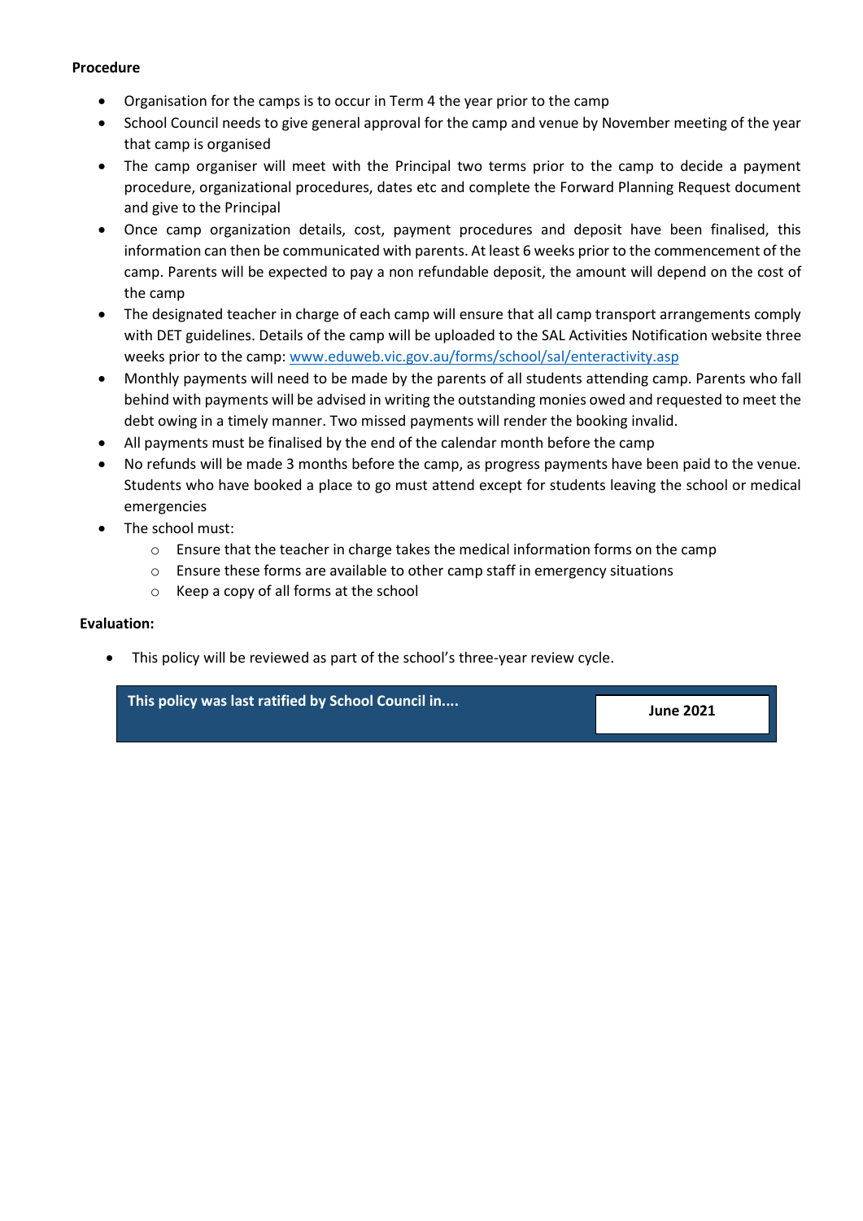**Procedure**

- Organisation for the camps is to occur in Term 4 the year prior to the camp
- School Council needs to give general approval for the camp and venue by November meeting of the year that camp is organised
- The camp organiser will meet with the Principal two terms prior to the camp to decide a payment procedure, organizational procedures, dates etc and complete the Forward Planning Request document and give to the Principal
- Once camp organization details, cost, payment procedures and deposit have been finalised, this information can then be communicated with parents. At least 6 weeks prior to the commencement of the camp. Parents will be expected to pay a non refundable deposit, the amount will depend on the cost of the camp
- The designated teacher in charge of each camp will ensure that all camp transport arrangements comply with DET guidelines. Details of the camp will be uploaded to the SAL Activities Notification website three weeks prior to the camp: [www.eduweb.vic.gov.au/forms/school/sal/enteractivity.asp](www.eduweb.vic.gov.au/forms/school/sal/enteractivity.asp)
- Monthly payments will need to be made by the parents of all students attending camp. Parents who fall behind with payments will be advised in writing the outstanding monies owed and requested to meet the debt owing in a timely manner. Two missed payments will render the booking invalid.
- All payments must be finalised by the end of the calendar month before the camp
- No refunds will be made 3 months before the camp, as progress payments have been paid to the venue. Students who have booked a place to go must attend except for students leaving the school or medical emergencies
- The school must:
  - Ensure that the teacher in charge takes the medical information forms on the camp
  - Ensure these forms are available to other camp staff in emergency situations
  - Keep a copy of all forms at the school

**Evaluation:**

- This policy will be reviewed as part of the school's three-year review cycle.

| | |
|---|---|
| **This policy was last ratified by School Council in....** | **June 2021** |